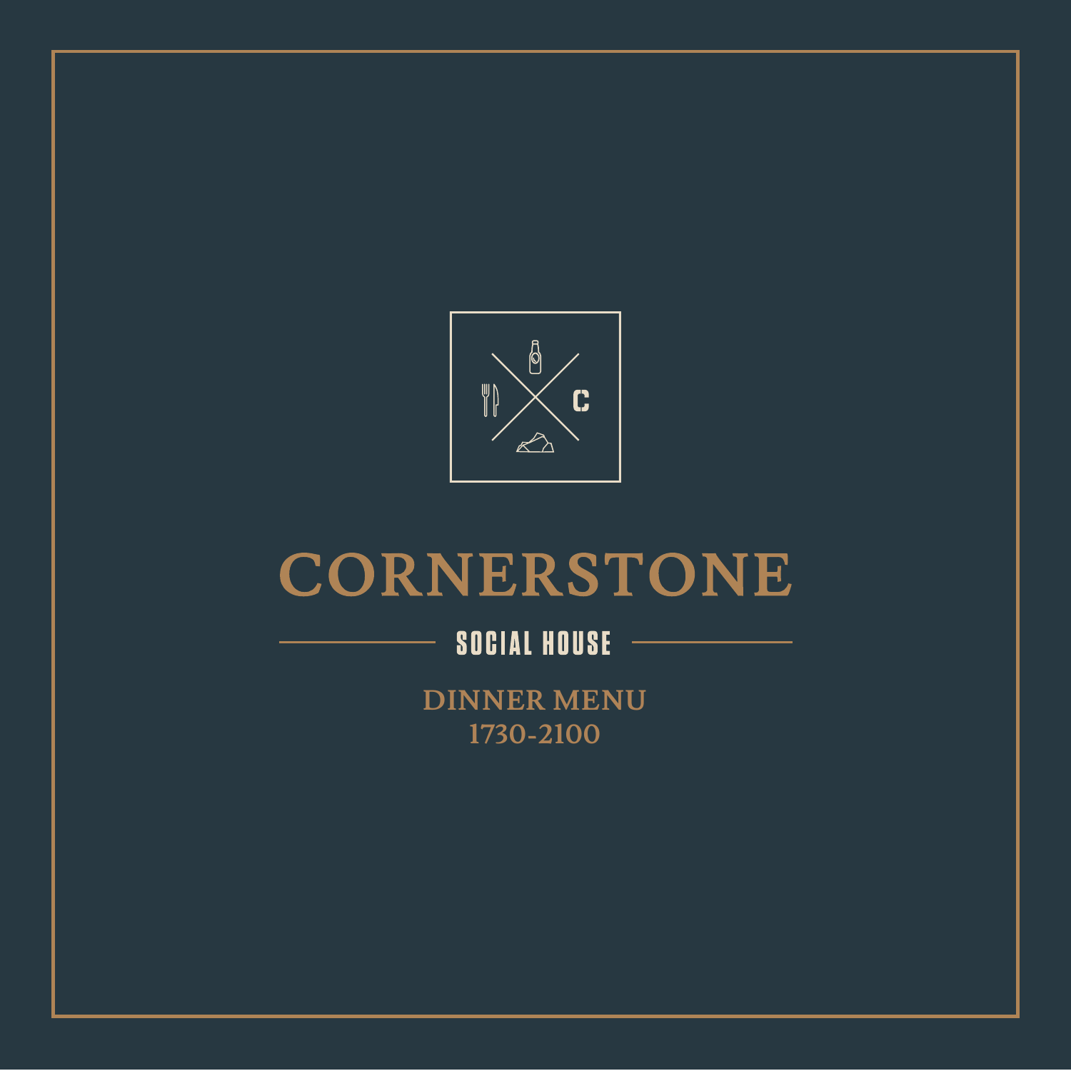# CORNERSTONE

## SOCIAL HOUSE

### DINNER MENU
### 1730-2100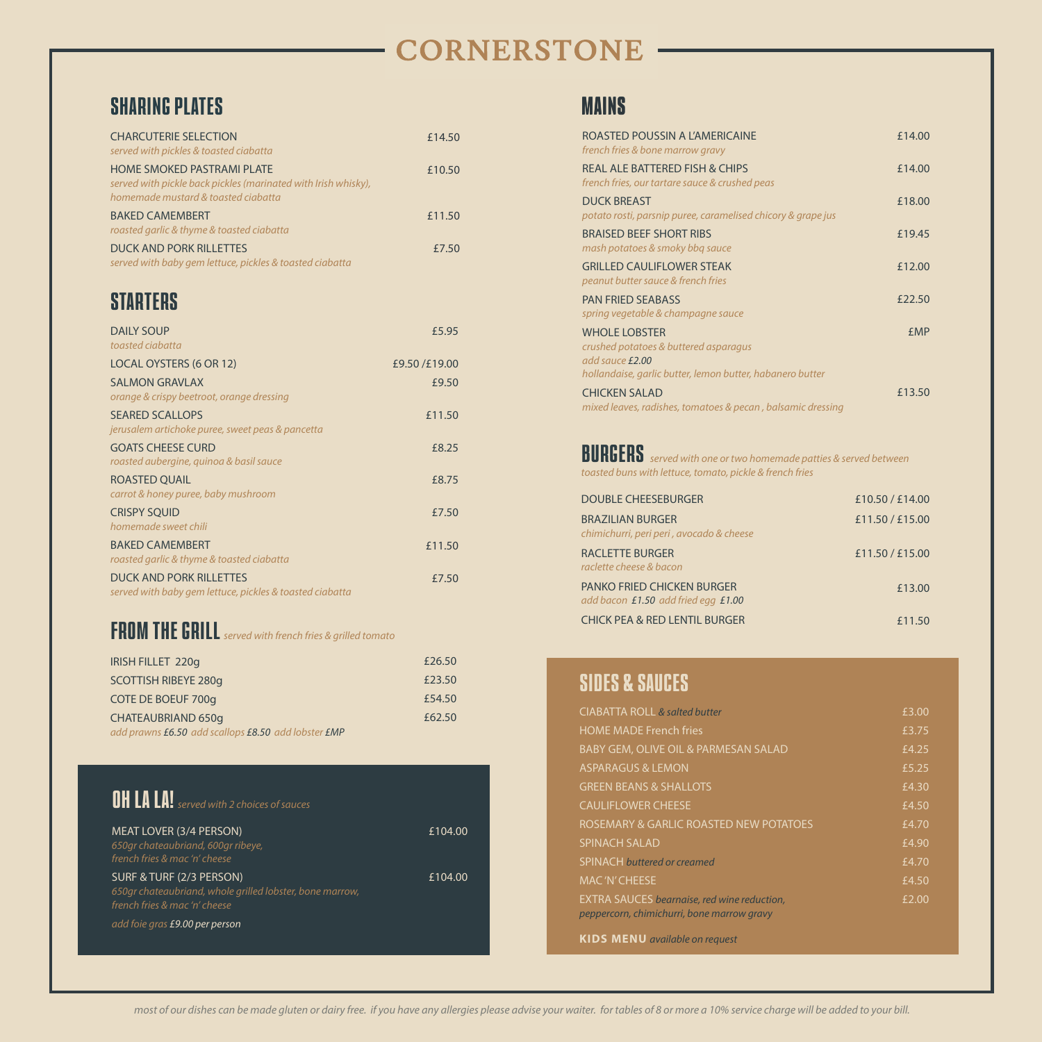# CORNERSTONE

## SHARING PLATES

CHARCUTERIE SELECTION — £14.50
*served with pickles & toasted ciabatta*

HOME SMOKED PASTRAMI PLATE — £10.50
*served with pickle back pickles (marinated with Irish whisky), homemade mustard & toasted ciabatta*

BAKED CAMEMBERT — £11.50
*roasted garlic & thyme & toasted ciabatta*

DUCK AND PORK RILLETTES — £7.50
*served with baby gem lettuce, pickles & toasted ciabatta*

## STARTERS

DAILY SOUP — £5.95
*toasted ciabatta*

LOCAL OYSTERS (6 OR 12) — £9.50 /£19.00

SALMON GRAVLAX — £9.50
*orange & crispy beetroot, orange dressing*

SEARED SCALLOPS — £11.50
*jerusalem artichoke puree, sweet peas & pancetta*

GOATS CHEESE CURD — £8.25
*roasted aubergine, quinoa & basil sauce*

ROASTED QUAIL — £8.75
*carrot & honey puree, baby mushroom*

CRISPY SQUID — £7.50
*homemade sweet chili*

BAKED CAMEMBERT — £11.50
*roasted garlic & thyme & toasted ciabatta*

DUCK AND PORK RILLETTES — £7.50
*served with baby gem lettuce, pickles & toasted ciabatta*

## FROM THE GRILL *served with french fries & grilled tomato*

IRISH FILLET 220g — £26.50

SCOTTISH RIBEYE 280g — £23.50

COTE DE BOEUF 700g — £54.50

CHATEAUBRIAND 650g — £62.50

*add prawns **£6.50** add scallops **£8.50** add lobster **£MP***

## OH LA LA! *served with 2 choices of sauces*

MEAT LOVER (3/4 PERSON) — £104.00
*650gr chateaubriand, 600gr ribeye, french fries & mac 'n' cheese*

SURF & TURF (2/3 PERSON) — £104.00
*650gr chateaubriand, whole grilled lobster, bone marrow, french fries & mac 'n' cheese*

*add foie gras **£9.00** per person*

## MAINS

ROASTED POUSSIN A L'AMERICAINE — £14.00
*french fries & bone marrow gravy*

REAL ALE BATTERED FISH & CHIPS — £14.00
*french fries, our tartare sauce & crushed peas*

DUCK BREAST — £18.00
*potato rosti, parsnip puree, caramelised chicory & grape jus*

BRAISED BEEF SHORT RIBS — £19.45
*mash potatoes & smoky bbq sauce*

GRILLED CAULIFLOWER STEAK — £12.00
*peanut butter sauce & french fries*

PAN FRIED SEABASS — £22.50
*spring vegetable & champagne sauce*

WHOLE LOBSTER — £MP
*crushed potatoes & buttered asparagus*
*add sauce **£2.00***
*hollandaise, garlic butter, lemon butter, habanero butter*

CHICKEN SALAD — £13.50
*mixed leaves, radishes, tomatoes & pecan , balsamic dressing*

## BURGERS *served with one or two homemade patties & served between toasted buns with lettuce, tomato, pickle & french fries*

DOUBLE CHEESEBURGER — £10.50 / £14.00

BRAZILIAN BURGER — £11.50 / £15.00
*chimichurri, peri peri , avocado & cheese*

RACLETTE BURGER — £11.50 / £15.00
*raclette cheese & bacon*

PANKO FRIED CHICKEN BURGER — £13.00
*add bacon **£1.50** add fried egg **£1.00***

CHICK PEA & RED LENTIL BURGER — £11.50

## SIDES & SAUCES

CIABATTA ROLL *& salted butter* — £3.00

HOME MADE French fries — £3.75

BABY GEM, OLIVE OIL & PARMESAN SALAD — £4.25

ASPARAGUS & LEMON — £5.25

GREEN BEANS & SHALLOTS — £4.30

CAULIFLOWER CHEESE — £4.50

ROSEMARY & GARLIC ROASTED NEW POTATOES — £4.70

SPINACH SALAD — £4.90

SPINACH *buttered or creamed* — £4.70

MAC 'N' CHEESE — £4.50

EXTRA SAUCES *bearnaise, red wine reduction, peppercorn, chimichurri, bone marrow gravy* — £2.00

**KIDS MENU** *available on request*

*most of our dishes can be made gluten or dairy free. if you have any allergies please advise your waiter. for tables of 8 or more a 10% service charge will be added to your bill.*